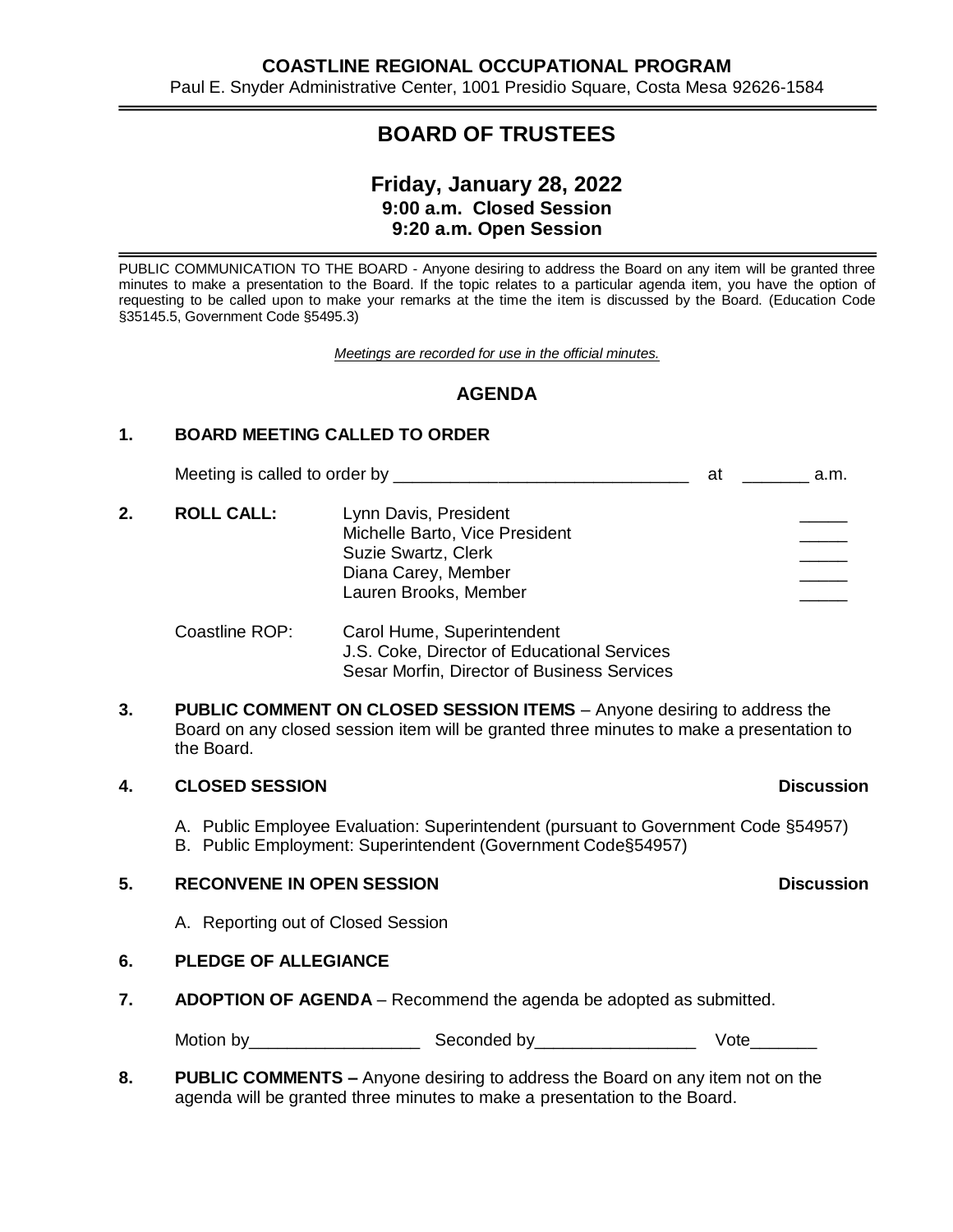**COASTLINE REGIONAL OCCUPATIONAL PROGRAM**

Paul E. Snyder Administrative Center, 1001 Presidio Square, Costa Mesa 92626-1584

# BOARD OF TRUSTEES

## Friday, January 28, 2022

**9:00 a.m. Closed Session**

**9:20 a.m. Open Session**

PUBLIC COMMUNICATION TO THE BOARD - Anyone desiring to address the Board on any item will be granted three minutes to make a presentation to the Board. If the topic relates to a particular agenda item, you have the option of requesting to be called upon to make your remarks at the time the item is discussed by the Board. (Education Code §35145.5, Government Code §5495.3)

*Meetings are recorded for use in the official minutes.*

## AGENDA

**1. BOARD MEETING CALLED TO ORDER**

Meeting is called to order by ______________________________ at _______ a.m.

**2. ROLL CALL:**

| | |
|---|---|
| Lynn Davis, President | _____ |
| Michelle Barto, Vice President | _____ |
| Suzie Swartz, Clerk | _____ |
| Diana Carey, Member | _____ |
| Lauren Brooks, Member | _____ |

Coastline ROP:
- Carol Hume, Superintendent
- J.S. Coke, Director of Educational Services
- Sesar Morfin, Director of Business Services

**3. PUBLIC COMMENT ON CLOSED SESSION ITEMS** – Anyone desiring to address the Board on any closed session item will be granted three minutes to make a presentation to the Board.

**4. CLOSED SESSION** — **Discussion**

A. Public Employee Evaluation: Superintendent (pursuant to Government Code §54957)
B. Public Employment: Superintendent (Government Code§54957)

**5. RECONVENE IN OPEN SESSION** — **Discussion**

A. Reporting out of Closed Session

**6. PLEDGE OF ALLEGIANCE**

**7. ADOPTION OF AGENDA** – Recommend the agenda be adopted as submitted.

Motion by__________________ Seconded by_________________ Vote_______

**8. PUBLIC COMMENTS –** Anyone desiring to address the Board on any item not on the agenda will be granted three minutes to make a presentation to the Board.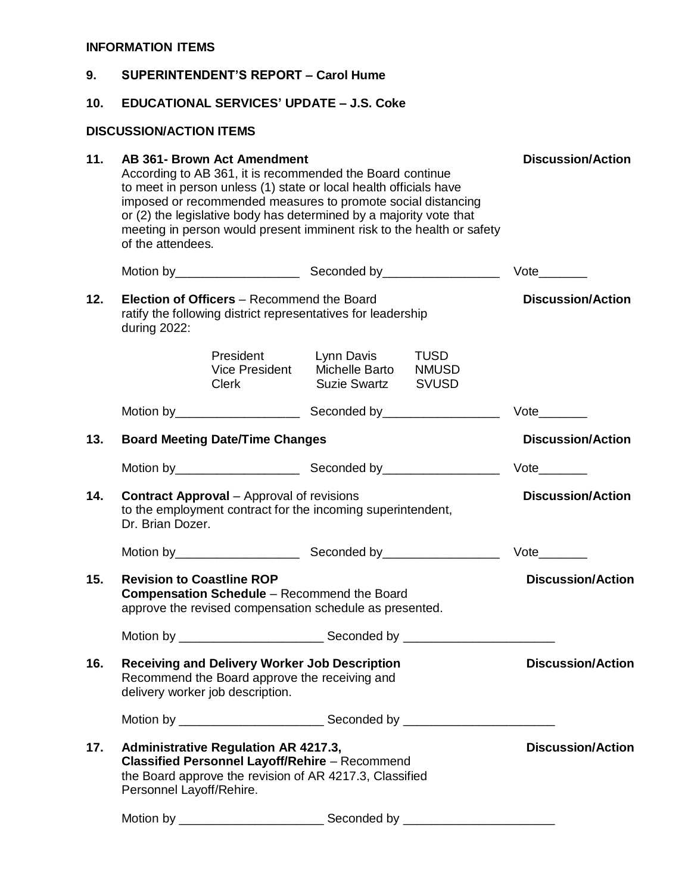**INFORMATION ITEMS**

**9. SUPERINTENDENT'S REPORT – Carol Hume**

**10. EDUCATIONAL SERVICES' UPDATE – J.S. Coke**

**DISCUSSION/ACTION ITEMS**

**11. AB 361- Brown Act Amendment** **Discussion/Action**

According to AB 361, it is recommended the Board continue to meet in person unless (1) state or local health officials have imposed or recommended measures to promote social distancing or (2) the legislative body has determined by a majority vote that meeting in person would present imminent risk to the health or safety of the attendees.

Motion by__________________ Seconded by_________________ Vote_______

**12. Election of Officers** – Recommend the Board ratify the following district representatives for leadership during 2022: **Discussion/Action**

| | | |
|---|---|---|
| President | Lynn Davis | TUSD |
| Vice President | Michelle Barto | NMUSD |
| Clerk | Suzie Swartz | SVUSD |

Motion by__________________ Seconded by_________________ Vote_______

**13. Board Meeting Date/Time Changes** **Discussion/Action**

Motion by__________________ Seconded by_________________ Vote_______

**14. Contract Approval** – Approval of revisions to the employment contract for the incoming superintendent, Dr. Brian Dozer. **Discussion/Action**

Motion by__________________ Seconded by_________________ Vote_______

**15. Revision to Coastline ROP Compensation Schedule** – Recommend the Board approve the revised compensation schedule as presented. **Discussion/Action**

Motion by _____________________ Seconded by ______________________

**16. Receiving and Delivery Worker Job Description** **Discussion/Action**

Recommend the Board approve the receiving and delivery worker job description.

Motion by _____________________ Seconded by ______________________

**17. Administrative Regulation AR 4217.3, Classified Personnel Layoff/Rehire** – Recommend the Board approve the revision of AR 4217.3, Classified Personnel Layoff/Rehire. **Discussion/Action**

Motion by _____________________ Seconded by ______________________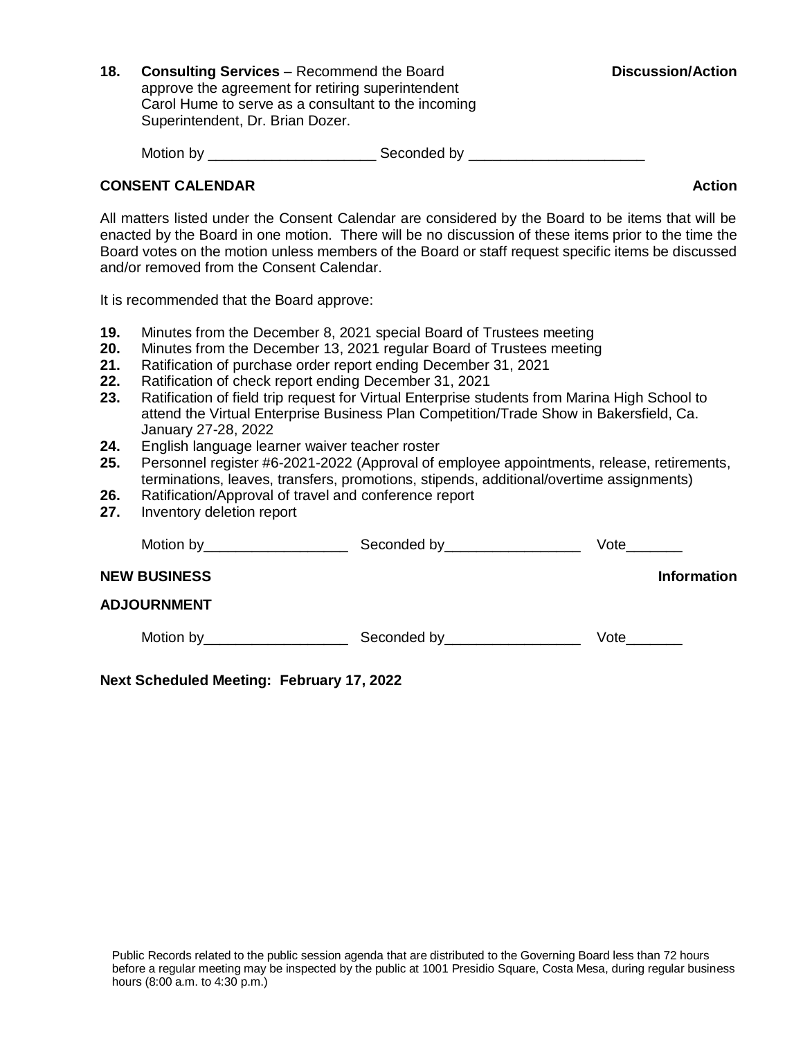**18. Consulting Services** – Recommend the Board approve the agreement for retiring superintendent Carol Hume to serve as a consultant to the incoming Superintendent, Dr. Brian Dozer. **Discussion/Action**

Motion by _____________________ Seconded by ______________________

**CONSENT CALENDAR** **Action**

All matters listed under the Consent Calendar are considered by the Board to be items that will be enacted by the Board in one motion. There will be no discussion of these items prior to the time the Board votes on the motion unless members of the Board or staff request specific items be discussed and/or removed from the Consent Calendar.

It is recommended that the Board approve:

**19.** Minutes from the December 8, 2021 special Board of Trustees meeting
**20.** Minutes from the December 13, 2021 regular Board of Trustees meeting
**21.** Ratification of purchase order report ending December 31, 2021
**22.** Ratification of check report ending December 31, 2021
**23.** Ratification of field trip request for Virtual Enterprise students from Marina High School to attend the Virtual Enterprise Business Plan Competition/Trade Show in Bakersfield, Ca. January 27-28, 2022
**24.** English language learner waiver teacher roster
**25.** Personnel register #6-2021-2022 (Approval of employee appointments, release, retirements, terminations, leaves, transfers, promotions, stipends, additional/overtime assignments)
**26.** Ratification/Approval of travel and conference report
**27.** Inventory deletion report

Motion by__________________ Seconded by_________________ Vote_______

**NEW BUSINESS** **Information**

**ADJOURNMENT**

Motion by__________________ Seconded by_________________ Vote_______

**Next Scheduled Meeting: February 17, 2022**

Public Records related to the public session agenda that are distributed to the Governing Board less than 72 hours before a regular meeting may be inspected by the public at 1001 Presidio Square, Costa Mesa, during regular business hours (8:00 a.m. to 4:30 p.m.)